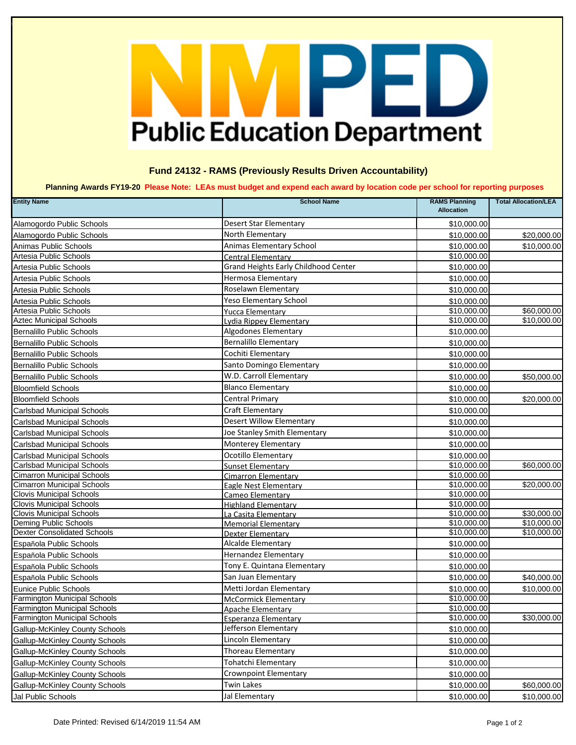# NMPED Public Education Department

## Fund 24132 - RAMS (Previously Results Driven Accountability)

**Planning Awards FY19-20** **Please Note: LEAs must budget and expend each award by location code per school for reporting purposes**

| Entity Name | School Name | RAMS Planning Allocation | Total Allocation/LEA |
|---|---|---|---|
| Alamogordo Public Schools | Desert Star Elementary | $10,000.00 | |
| Alamogordo Public Schools | North Elementary | $10,000.00 | $20,000.00 |
| Animas Public Schools | Animas Elementary School | $10,000.00 | $10,000.00 |
| Artesia Public Schools | Central Elementary | $10,000.00 | |
| Artesia Public Schools | Grand Heights Early Childhood Center | $10,000.00 | |
| Artesia Public Schools | Hermosa Elementary | $10,000.00 | |
| Artesia Public Schools | Roselawn Elementary | $10,000.00 | |
| Artesia Public Schools | Yeso Elementary School | $10,000.00 | |
| Artesia Public Schools | Yucca Elementary | $10,000.00 | $60,000.00 |
| Aztec Municipal Schools | Lydia Rippey Elementary | $10,000.00 | $10,000.00 |
| Bernalillo Public Schools | Algodones Elementary | $10,000.00 | |
| Bernalillo Public Schools | Bernalillo Elementary | $10,000.00 | |
| Bernalillo Public Schools | Cochiti Elementary | $10,000.00 | |
| Bernalillo Public Schools | Santo Domingo Elementary | $10,000.00 | |
| Bernalillo Public Schools | W.D. Carroll Elementary | $10,000.00 | $50,000.00 |
| Bloomfield Schools | Blanco Elementary | $10,000.00 | |
| Bloomfield Schools | Central Primary | $10,000.00 | $20,000.00 |
| Carlsbad Municipal Schools | Craft Elementary | $10,000.00 | |
| Carlsbad Municipal Schools | Desert Willow Elementary | $10,000.00 | |
| Carlsbad Municipal Schools | Joe Stanley Smith Elementary | $10,000.00 | |
| Carlsbad Municipal Schools | Monterey Elementary | $10,000.00 | |
| Carlsbad Municipal Schools | Ocotillo Elementary | $10,000.00 | |
| Carlsbad Municipal Schools | Sunset Elementary | $10,000.00 | $60,000.00 |
| Cimarron Municipal Schools | Cimarron Elementary | $10,000.00 | |
| Cimarron Municipal Schools | Eagle Nest Elementary | $10,000.00 | $20,000.00 |
| Clovis Municipal Schools | Cameo Elementary | $10,000.00 | |
| Clovis Municipal Schools | Highland Elementary | $10,000.00 | |
| Clovis Municipal Schools | La Casita Elementary | $10,000.00 | $30,000.00 |
| Deming Public Schools | Memorial Elementary | $10,000.00 | $10,000.00 |
| Dexter Consolidated Schools | Dexter Elementary | $10,000.00 | $10,000.00 |
| Española Public Schools | Alcalde Elementary | $10,000.00 | |
| Española Public Schools | Hernandez Elementary | $10,000.00 | |
| Española Public Schools | Tony E. Quintana Elementary | $10,000.00 | |
| Española Public Schools | San Juan Elementary | $10,000.00 | $40,000.00 |
| Eunice Public Schools | Metti Jordan Elementary | $10,000.00 | $10,000.00 |
| Farmington Municipal Schools | McCormick Elementary | $10,000.00 | |
| Farmington Municipal Schools | Apache Elementary | $10,000.00 | |
| Farmington Municipal Schools | Esperanza Elementary | $10,000.00 | $30,000.00 |
| Gallup-McKinley County Schools | Jefferson Elementary | $10,000.00 | |
| Gallup-McKinley County Schools | Lincoln Elementary | $10,000.00 | |
| Gallup-McKinley County Schools | Thoreau Elementary | $10,000.00 | |
| Gallup-McKinley County Schools | Tohatchi Elementary | $10,000.00 | |
| Gallup-McKinley County Schools | Crownpoint Elementary | $10,000.00 | |
| Gallup-McKinley County Schools | Twin Lakes | $10,000.00 | $60,000.00 |
| Jal Public Schools | Jal Elementary | $10,000.00 | $10,000.00 |

Date Printed: Revised 6/14/2019 11:54 AM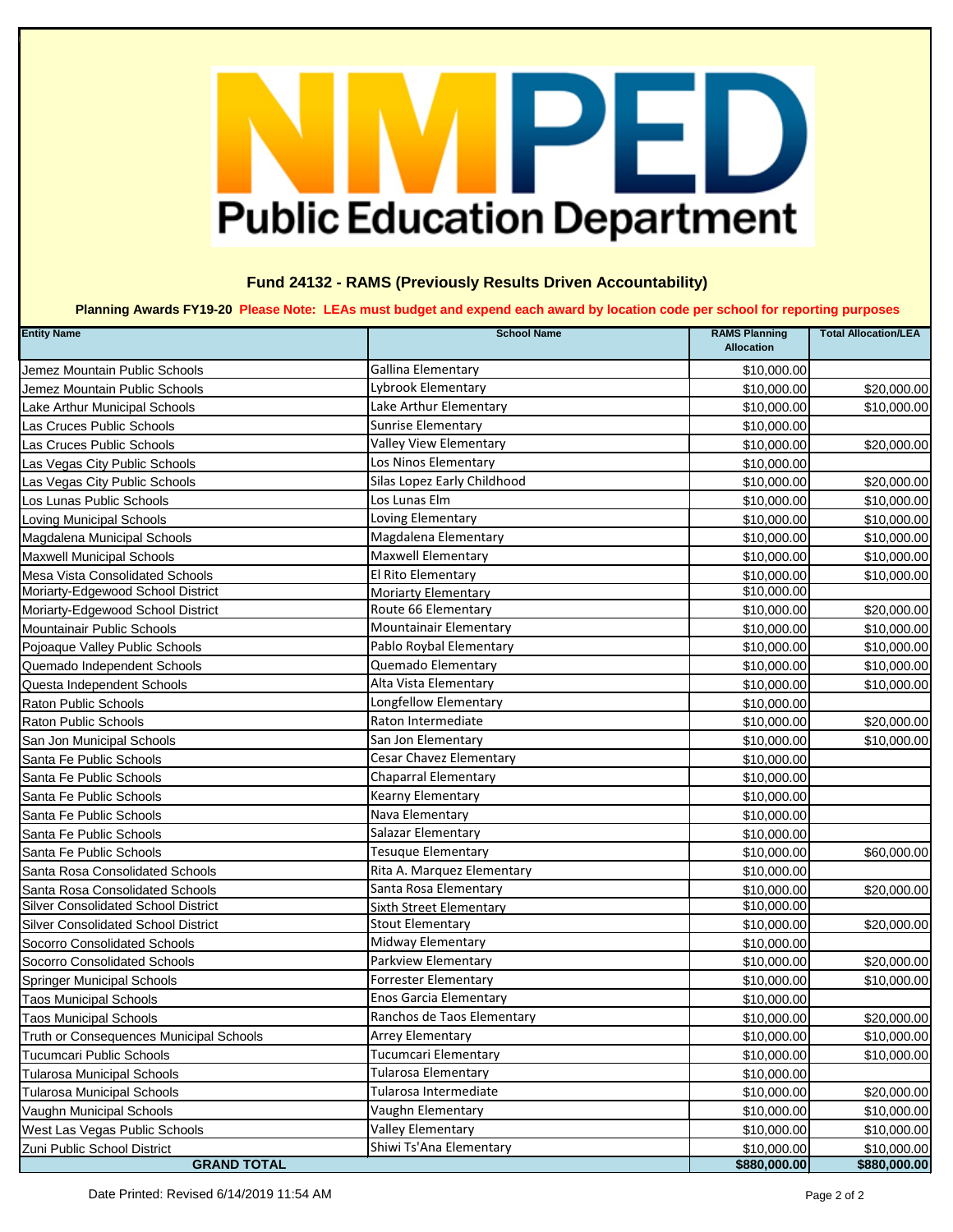# Public Education Department

### Fund 24132 - RAMS (Previously Results Driven Accountability)

**Planning Awards FY19-20** **Please Note: LEAs must budget and expend each award by location code per school for reporting purposes**

| Entity Name | School Name | RAMS Planning Allocation | Total Allocation/LEA |
|---|---|---|---|
| Jemez Mountain Public Schools | Gallina Elementary | $10,000.00 | |
| Jemez Mountain Public Schools | Lybrook Elementary | $10,000.00 | $20,000.00 |
| Lake Arthur Municipal Schools | Lake Arthur Elementary | $10,000.00 | $10,000.00 |
| Las Cruces Public Schools | Sunrise Elementary | $10,000.00 | |
| Las Cruces Public Schools | Valley View Elementary | $10,000.00 | $20,000.00 |
| Las Vegas City Public Schools | Los Ninos Elementary | $10,000.00 | |
| Las Vegas City Public Schools | Silas Lopez Early Childhood | $10,000.00 | $20,000.00 |
| Los Lunas Public Schools | Los Lunas Elm | $10,000.00 | $10,000.00 |
| Loving Municipal Schools | Loving Elementary | $10,000.00 | $10,000.00 |
| Magdalena Municipal Schools | Magdalena Elementary | $10,000.00 | $10,000.00 |
| Maxwell Municipal Schools | Maxwell Elementary | $10,000.00 | $10,000.00 |
| Mesa Vista Consolidated Schools | El Rito Elementary | $10,000.00 | $10,000.00 |
| Moriarty-Edgewood School District | Moriarty Elementary | $10,000.00 | |
| Moriarty-Edgewood School District | Route 66 Elementary | $10,000.00 | $20,000.00 |
| Mountainair Public Schools | Mountainair Elementary | $10,000.00 | $10,000.00 |
| Pojoaque Valley Public Schools | Pablo Roybal Elementary | $10,000.00 | $10,000.00 |
| Quemado Independent Schools | Quemado Elementary | $10,000.00 | $10,000.00 |
| Questa Independent Schools | Alta Vista Elementary | $10,000.00 | $10,000.00 |
| Raton Public Schools | Longfellow Elementary | $10,000.00 | |
| Raton Public Schools | Raton Intermediate | $10,000.00 | $20,000.00 |
| San Jon Municipal Schools | San Jon Elementary | $10,000.00 | $10,000.00 |
| Santa Fe Public Schools | Cesar Chavez Elementary | $10,000.00 | |
| Santa Fe Public Schools | Chaparral Elementary | $10,000.00 | |
| Santa Fe Public Schools | Kearny Elementary | $10,000.00 | |
| Santa Fe Public Schools | Nava Elementary | $10,000.00 | |
| Santa Fe Public Schools | Salazar Elementary | $10,000.00 | |
| Santa Fe Public Schools | Tesuque Elementary | $10,000.00 | $60,000.00 |
| Santa Rosa Consolidated Schools | Rita A. Marquez Elementary | $10,000.00 | |
| Santa Rosa Consolidated Schools | Santa Rosa Elementary | $10,000.00 | $20,000.00 |
| Silver Consolidated School District | Sixth Street Elementary | $10,000.00 | |
| Silver Consolidated School District | Stout Elementary | $10,000.00 | $20,000.00 |
| Socorro Consolidated Schools | Midway Elementary | $10,000.00 | |
| Socorro Consolidated Schools | Parkview Elementary | $10,000.00 | $20,000.00 |
| Springer Municipal Schools | Forrester Elementary | $10,000.00 | $10,000.00 |
| Taos Municipal Schools | Enos Garcia Elementary | $10,000.00 | |
| Taos Municipal Schools | Ranchos de Taos Elementary | $10,000.00 | $20,000.00 |
| Truth or Consequences Municipal Schools | Arrey Elementary | $10,000.00 | $10,000.00 |
| Tucumcari Public Schools | Tucumcari Elementary | $10,000.00 | $10,000.00 |
| Tularosa Municipal Schools | Tularosa Elementary | $10,000.00 | |
| Tularosa Municipal Schools | Tularosa Intermediate | $10,000.00 | $20,000.00 |
| Vaughn Municipal Schools | Vaughn Elementary | $10,000.00 | $10,000.00 |
| West Las Vegas Public Schools | Valley Elementary | $10,000.00 | $10,000.00 |
| Zuni Public School District | Shiwi Ts'Ana Elementary | $10,000.00 | $10,000.00 |
| **GRAND TOTAL** | | **$880,000.00** | **$880,000.00** |

Date Printed: Revised 6/14/2019 11:54 AM